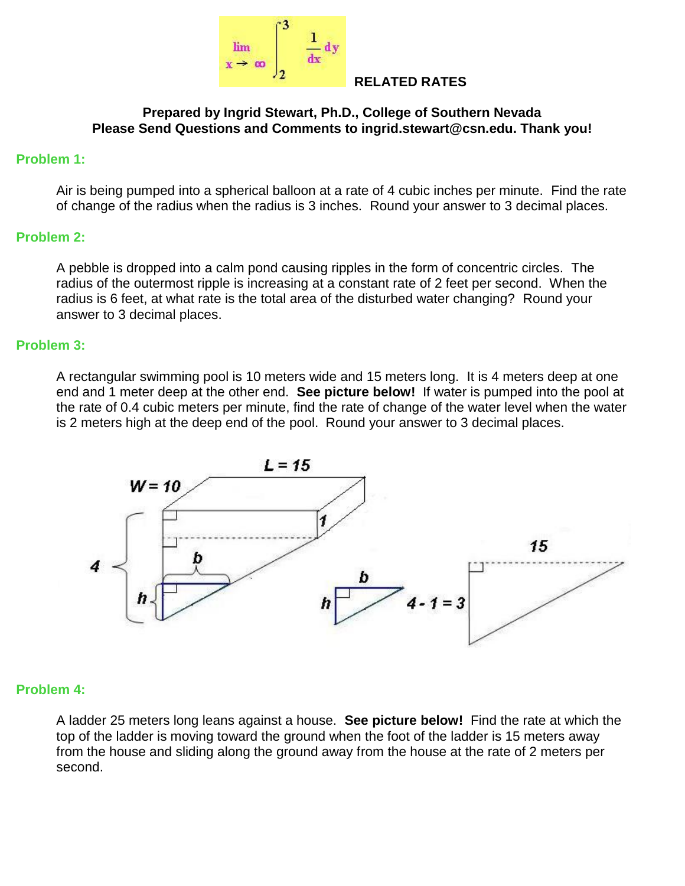# RELATED RATES

**Prepared by Ingrid Stewart, Ph.D., College of Southern Nevada**
**Please Send Questions and Comments to ingrid.stewart@csn.edu. Thank you!**

## Problem 1:

Air is being pumped into a spherical balloon at a rate of 4 cubic inches per minute. Find the rate of change of the radius when the radius is 3 inches. Round your answer to 3 decimal places.

## Problem 2:

A pebble is dropped into a calm pond causing ripples in the form of concentric circles. The radius of the outermost ripple is increasing at a constant rate of 2 feet per second. When the radius is 6 feet, at what rate is the total area of the disturbed water changing? Round your answer to 3 decimal places.

## Problem 3:

A rectangular swimming pool is 10 meters wide and 15 meters long. It is 4 meters deep at one end and 1 meter deep at the other end. **See picture below!** If water is pumped into the pool at the rate of 0.4 cubic meters per minute, find the rate of change of the water level when the water is 2 meters high at the deep end of the pool. Round your answer to 3 decimal places.

## Problem 4:

A ladder 25 meters long leans against a house. **See picture below!** Find the rate at which the top of the ladder is moving toward the ground when the foot of the ladder is 15 meters away from the house and sliding along the ground away from the house at the rate of 2 meters per second.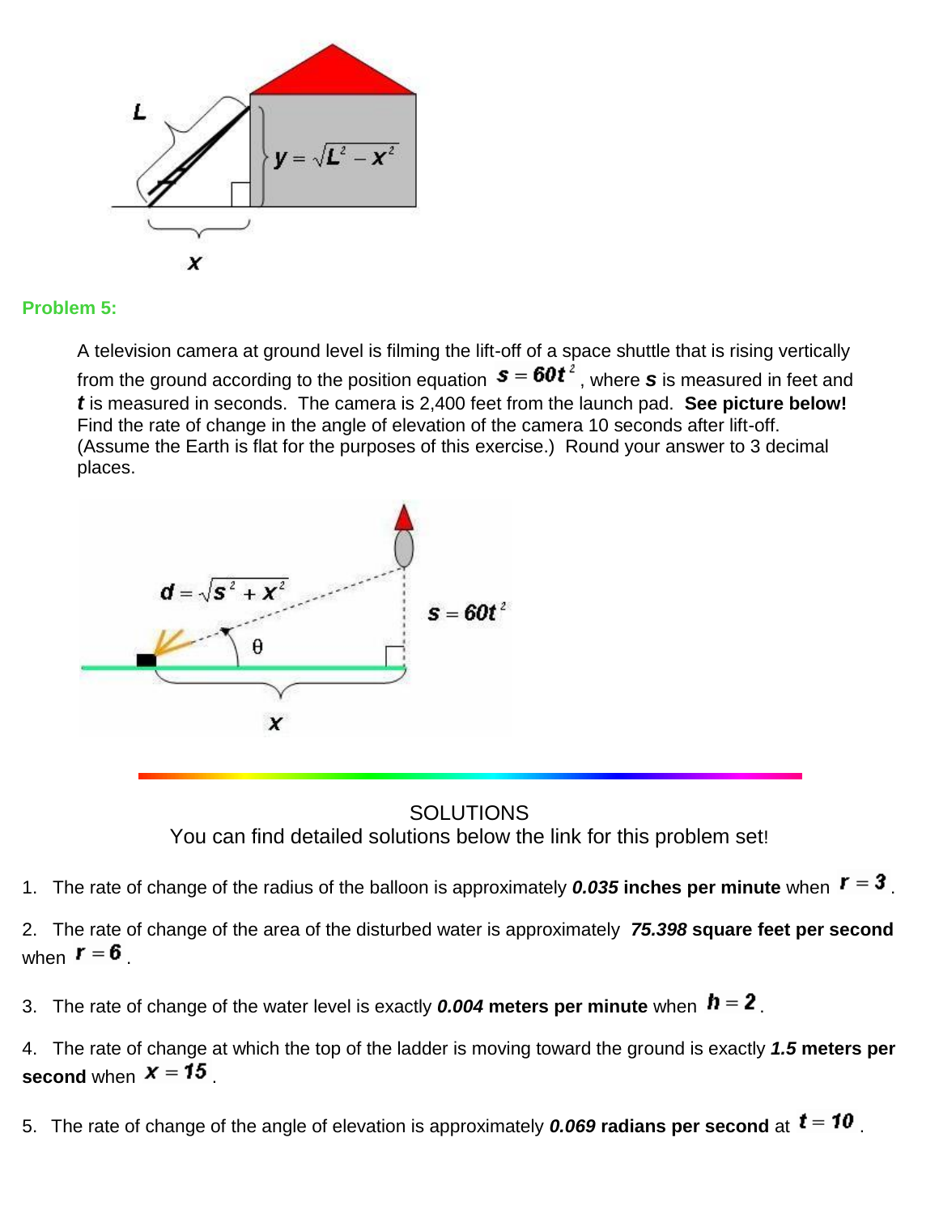$L$

$y = \sqrt{L^2 - x^2}$

$x$

**Problem 5:**

A television camera at ground level is filming the lift-off of a space shuttle that is rising vertically from the ground according to the position equation $s = 60t^2$, where $s$ is measured in feet and $t$ is measured in seconds. The camera is 2,400 feet from the launch pad. **See picture below!** Find the rate of change in the angle of elevation of the camera 10 seconds after lift-off. (Assume the Earth is flat for the purposes of this exercise.) Round your answer to 3 decimal places.

$d = \sqrt{s^2 + x^2}$

$\theta$

$s = 60t^2$

$x$

SOLUTIONS

You can find detailed solutions below the link for this problem set!

1. The rate of change of the radius of the balloon is approximately ***0.035* inches per minute** when $r = 3$.

2. The rate of change of the area of the disturbed water is approximately ***75.398* square feet per second** when $r = 6$.

3. The rate of change of the water level is exactly ***0.004* meters per minute** when $h = 2$.

4. The rate of change at which the top of the ladder is moving toward the ground is exactly ***1.5* meters per second** when $x = 15$.

5. The rate of change of the angle of elevation is approximately ***0.069* radians per second** at $t = 10$.